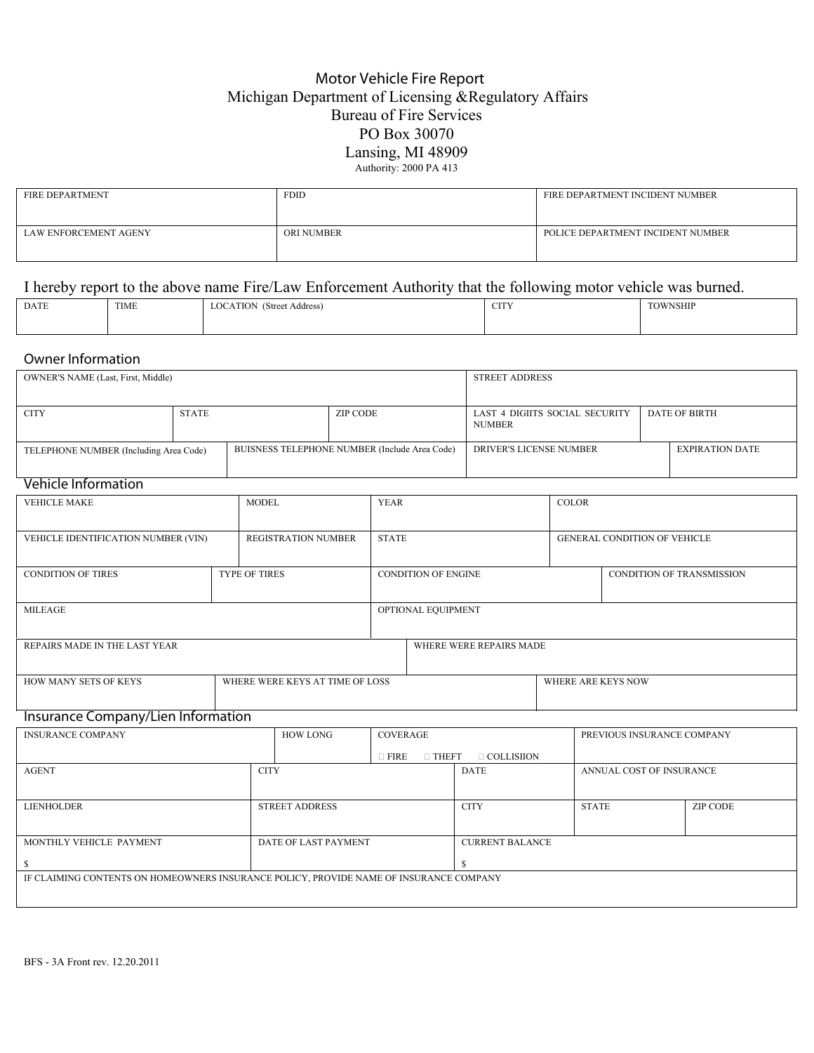# Motor Vehicle Fire Report

Michigan Department of Licensing &Regulatory Affairs
Bureau of Fire Services
PO Box 30070
Lansing, MI 48909
Authority: 2000 PA 413

| FIRE DEPARTMENT | FDID | FIRE DEPARTMENT INCIDENT NUMBER |
|---|---|---|
| LAW ENFORCEMENT AGENY | ORI NUMBER | POLICE DEPARTMENT INCIDENT NUMBER |

I hereby report to the above name Fire/Law Enforcement Authority that the following motor vehicle was burned.

| DATE | TIME | LOCATION (Street Address) | CITY | TOWNSHIP |
|---|---|---|---|---|
| | | | | |

## Owner Information

| OWNER'S NAME (Last, First, Middle) | | | STREET ADDRESS | |
|---|---|---|---|---|
| CITY | STATE | ZIP CODE | LAST 4 DIGIITS SOCIAL SECURITY NUMBER | DATE OF BIRTH |
| TELEPHONE NUMBER (Including Area Code) | BUISNESS TELEPHONE NUMBER (Include Area Code) | | DRIVER'S LICENSE NUMBER | EXPIRATION DATE |

## Vehicle Information

| VEHICLE MAKE | MODEL | YEAR | COLOR |
|---|---|---|---|
| VEHICLE IDENTIFICATION NUMBER (VIN) | REGISTRATION NUMBER | STATE | GENERAL CONDITION OF VEHICLE |
| CONDITION OF TIRES | TYPE OF TIRES | CONDITION OF ENGINE | CONDITION OF TRANSMISSION |
| MILEAGE | | OPTIONAL EQUIPMENT | |
| REPAIRS MADE IN THE LAST YEAR | | WHERE WERE REPAIRS MADE | |
| HOW MANY SETS OF KEYS | WHERE WERE KEYS AT TIME OF LOSS | | WHERE ARE KEYS NOW |

## Insurance Company/Lien Information

| INSURANCE COMPANY | HOW LONG | COVERAGE<br>☐ FIRE ☐ THEFT ☐ COLLISIION | PREVIOUS INSURANCE COMPANY | |
|---|---|---|---|---|
| AGENT | CITY | DATE | ANNUAL COST OF INSURANCE | |
| LIENHOLDER | STREET ADDRESS | CITY | STATE | ZIP CODE |
| MONTHLY VEHICLE PAYMENT<br>$ | DATE OF LAST PAYMENT | CURRENT BALANCE<br>$ | | |
| IF CLAIMING CONTENTS ON HOMEOWNERS INSURANCE POLICY, PROVIDE NAME OF INSURANCE COMPANY | | | | |

BFS - 3A Front rev. 12.20.2011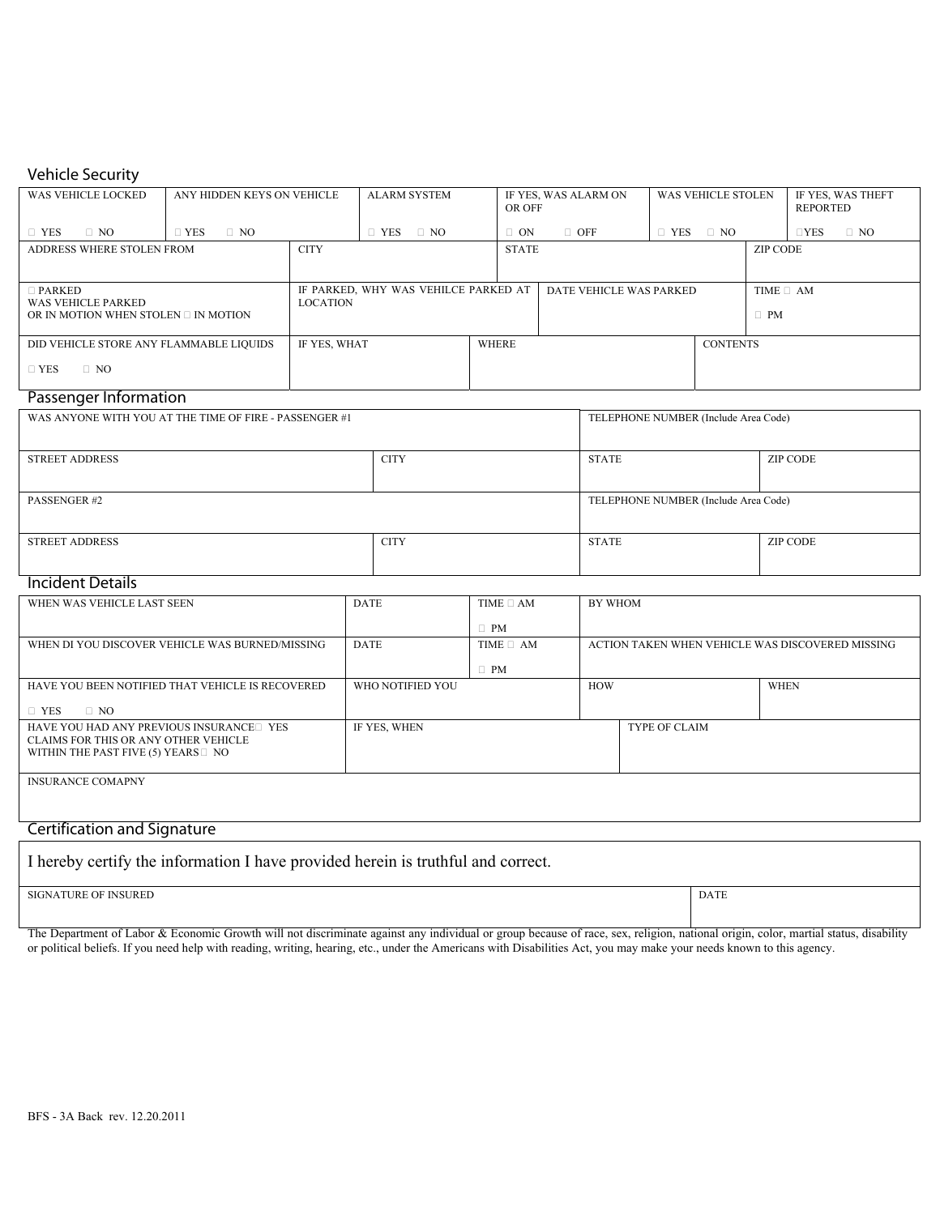## Vehicle Security

| WAS VEHICLE LOCKED | ANY HIDDEN KEYS ON VEHICLE | ALARM SYSTEM | IF YES, WAS ALARM ON OR OFF | WAS VEHICLE STOLEN | IF YES, WAS THEFT REPORTED |
|---|---|---|---|---|---|
| ☐ YES ☐ NO | ☐ YES ☐ NO | ☐ YES ☐ NO | ☐ ON ☐ OFF | ☐ YES ☐ NO | ☐YES ☐ NO |

| ADDRESS WHERE STOLEN FROM | CITY | STATE | ZIP CODE |
|---|---|---|---|
| | | | |

| ☐ PARKED WAS VEHICLE PARKED OR IN MOTION WHEN STOLEN ☐ IN MOTION | IF PARKED, WHY WAS VEHILCE PARKED AT LOCATION | DATE VEHICLE WAS PARKED | TIME ☐ AM ☐ PM |
|---|---|---|---|
| | | | |

| DID VEHICLE STORE ANY FLAMMABLE LIQUIDS | IF YES, WHAT | WHERE | CONTENTS |
|---|---|---|---|
| ☐ YES ☐ NO | | | |

## Passenger Information

| WAS ANYONE WITH YOU AT THE TIME OF FIRE - PASSENGER #1 | | TELEPHONE NUMBER (Include Area Code) | |
|---|---|---|---|
| STREET ADDRESS | CITY | STATE | ZIP CODE |
| PASSENGER #2 | | TELEPHONE NUMBER (Include Area Code) | |
| STREET ADDRESS | CITY | STATE | ZIP CODE |

## Incident Details

| WHEN WAS VEHICLE LAST SEEN | DATE | TIME ☐ AM ☐ PM | BY WHOM |
|---|---|---|---|
| WHEN DI YOU DISCOVER VEHICLE WAS BURNED/MISSING | DATE | TIME ☐ AM ☐ PM | ACTION TAKEN WHEN VEHICLE WAS DISCOVERED MISSING |

| HAVE YOU BEEN NOTIFIED THAT VEHICLE IS RECOVERED | WHO NOTIFIED YOU | HOW | WHEN |
|---|---|---|---|
| ☐ YES ☐ NO | | | |

| HAVE YOU HAD ANY PREVIOUS INSURANCE ☐ YES CLAIMS FOR THIS OR ANY OTHER VEHICLE WITHIN THE PAST FIVE (5) YEARS ☐ NO | IF YES, WHEN | TYPE OF CLAIM |
|---|---|---|
| | | |

| INSURANCE COMAPNY |
|---|
| |

## Certification and Signature

I hereby certify the information I have provided herein is truthful and correct.

| SIGNATURE OF INSURED | DATE |
|---|---|
| | |

The Department of Labor & Economic Growth will not discriminate against any individual or group because of race, sex, religion, national origin, color, martial status, disability or political beliefs. If you need help with reading, writing, hearing, etc., under the Americans with Disabilities Act, you may make your needs known to this agency.

BFS - 3A Back rev. 12.20.2011